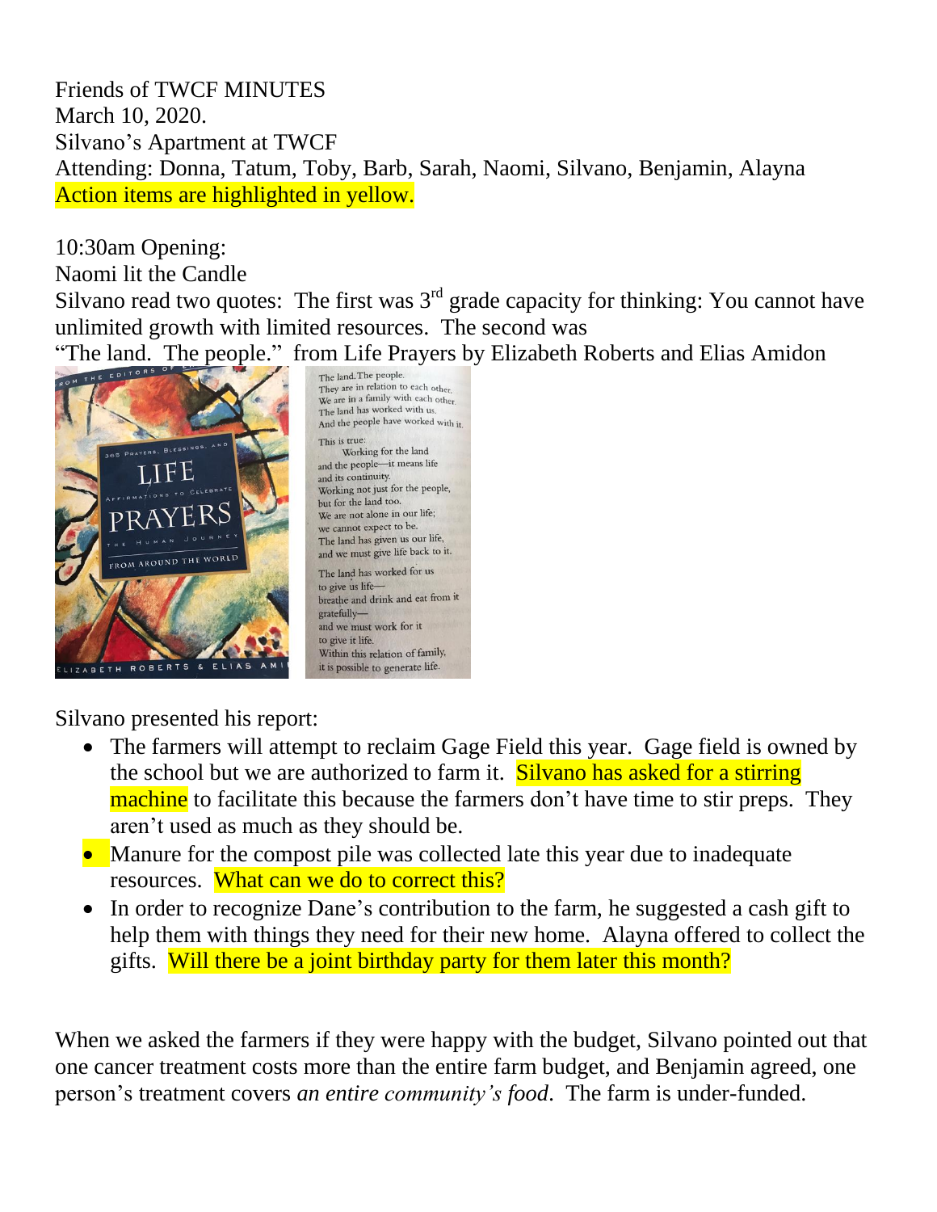Friends of TWCF MINUTES
March 10, 2020.
Silvano's Apartment at TWCF
Attending: Donna, Tatum, Toby, Barb, Sarah, Naomi, Silvano, Benjamin, Alayna
Action items are highlighted in yellow.

10:30am Opening:
Naomi lit the Candle
Silvano read two quotes: The first was 3rd grade capacity for thinking: You cannot have unlimited growth with limited resources. The second was "The land. The people." from Life Prayers by Elizabeth Roberts and Elias Amidon

> The land. The people.
> They are in relation to each other.
> We are in a family with each other.
> The land has worked with us.
> And the people have worked with it.
>
> This is true:
> Working for the land
> and the people—it means life
> and its continuity.
> Working not just for the people,
> but for the land too.
> We are not alone in our life;
> we cannot expect to be.
> The land has given us our life,
> and we must give life back to it.
>
> The land has worked for us
> to give us life—
> breathe and drink and eat from it
> gratefully—
> and we must work for it
> to give it life.
> Within this relation of family,
> it is possible to generate life.

Silvano presented his report:

- The farmers will attempt to reclaim Gage Field this year. Gage field is owned by the school but we are authorized to farm it. Silvano has asked for a stirring machine to facilitate this because the farmers don't have time to stir preps. They aren't used as much as they should be.
- Manure for the compost pile was collected late this year due to inadequate resources. What can we do to correct this?
- In order to recognize Dane's contribution to the farm, he suggested a cash gift to help them with things they need for their new home. Alayna offered to collect the gifts. Will there be a joint birthday party for them later this month?

When we asked the farmers if they were happy with the budget, Silvano pointed out that one cancer treatment costs more than the entire farm budget, and Benjamin agreed, one person's treatment covers *an entire community's food*. The farm is under-funded.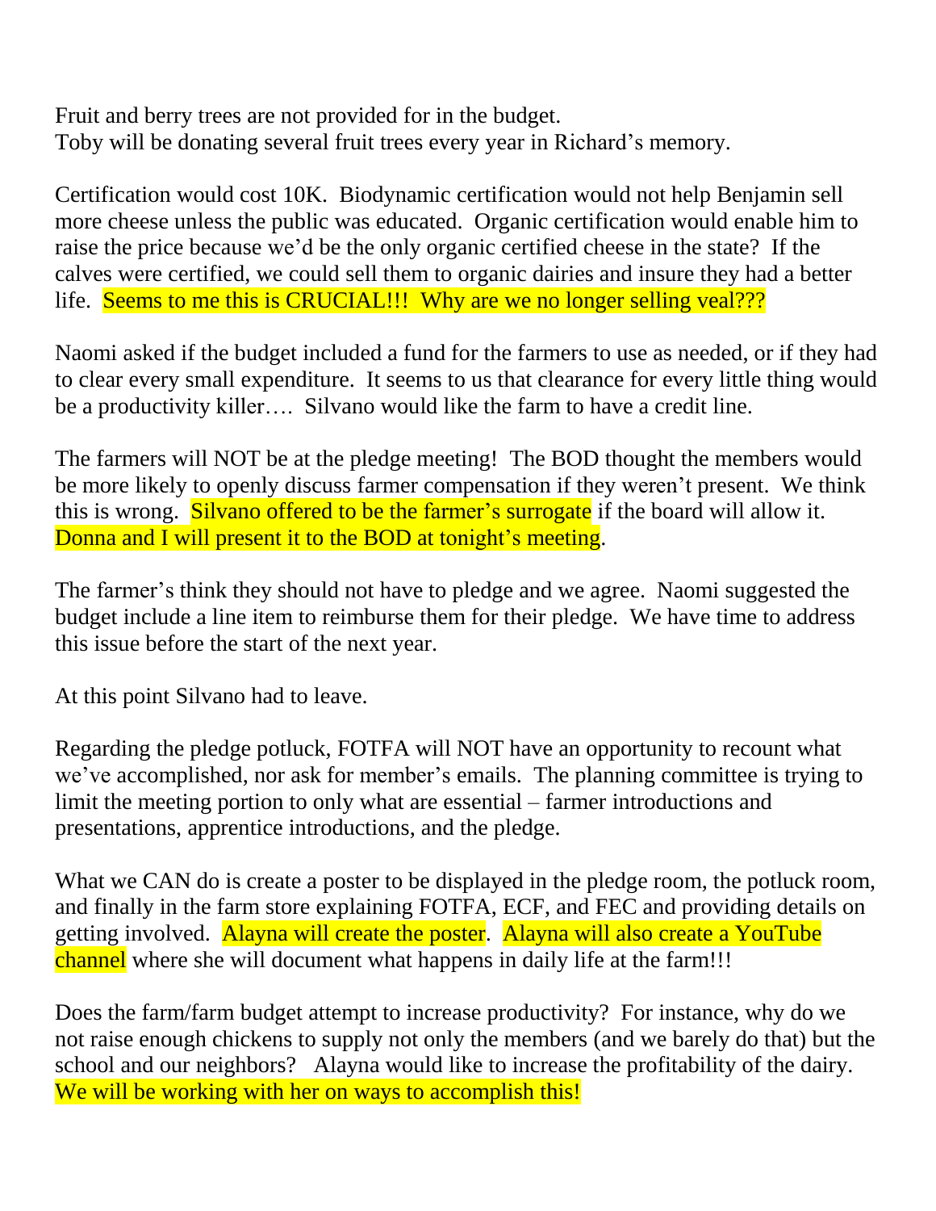Fruit and berry trees are not provided for in the budget.
Toby will be donating several fruit trees every year in Richard's memory.

Certification would cost 10K. Biodynamic certification would not help Benjamin sell more cheese unless the public was educated. Organic certification would enable him to raise the price because we'd be the only organic certified cheese in the state? If the calves were certified, we could sell them to organic dairies and insure they had a better life. Seems to me this is CRUCIAL!!! Why are we no longer selling veal???

Naomi asked if the budget included a fund for the farmers to use as needed, or if they had to clear every small expenditure. It seems to us that clearance for every little thing would be a productivity killer…. Silvano would like the farm to have a credit line.

The farmers will NOT be at the pledge meeting! The BOD thought the members would be more likely to openly discuss farmer compensation if they weren't present. We think this is wrong. Silvano offered to be the farmer's surrogate if the board will allow it. Donna and I will present it to the BOD at tonight's meeting.

The farmer's think they should not have to pledge and we agree. Naomi suggested the budget include a line item to reimburse them for their pledge. We have time to address this issue before the start of the next year.

At this point Silvano had to leave.

Regarding the pledge potluck, FOTFA will NOT have an opportunity to recount what we've accomplished, nor ask for member's emails. The planning committee is trying to limit the meeting portion to only what are essential – farmer introductions and presentations, apprentice introductions, and the pledge.

What we CAN do is create a poster to be displayed in the pledge room, the potluck room, and finally in the farm store explaining FOTFA, ECF, and FEC and providing details on getting involved. Alayna will create the poster. Alayna will also create a YouTube channel where she will document what happens in daily life at the farm!!!

Does the farm/farm budget attempt to increase productivity? For instance, why do we not raise enough chickens to supply not only the members (and we barely do that) but the school and our neighbors? Alayna would like to increase the profitability of the dairy. We will be working with her on ways to accomplish this!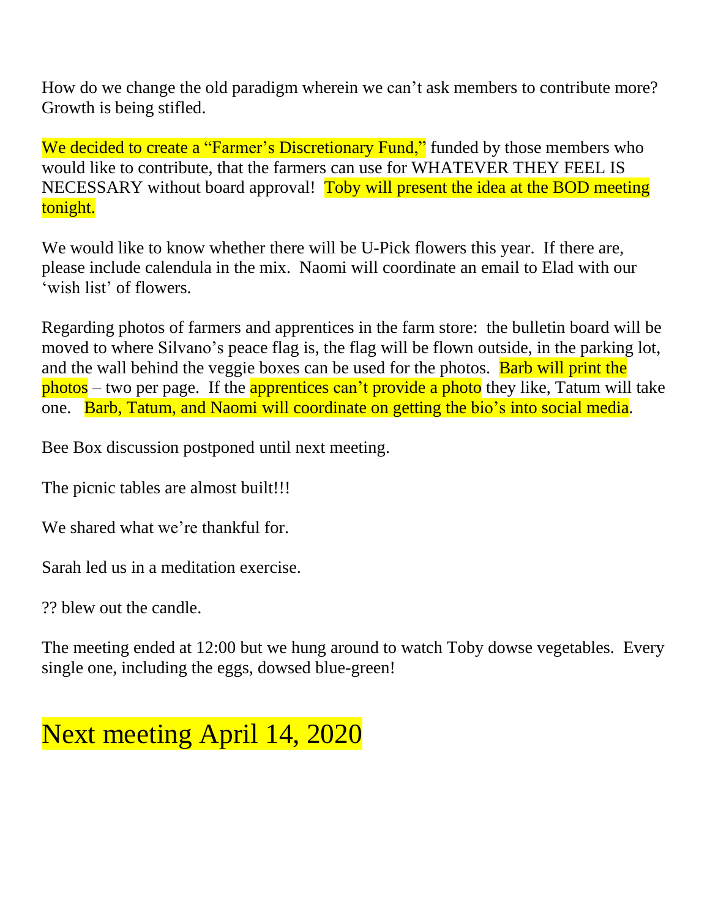How do we change the old paradigm wherein we can't ask members to contribute more? Growth is being stifled.

We decided to create a "Farmer's Discretionary Fund," funded by those members who would like to contribute, that the farmers can use for WHATEVER THEY FEEL IS NECESSARY without board approval! Toby will present the idea at the BOD meeting tonight.

We would like to know whether there will be U-Pick flowers this year. If there are, please include calendula in the mix. Naomi will coordinate an email to Elad with our 'wish list' of flowers.

Regarding photos of farmers and apprentices in the farm store: the bulletin board will be moved to where Silvano's peace flag is, the flag will be flown outside, in the parking lot, and the wall behind the veggie boxes can be used for the photos. Barb will print the photos – two per page. If the apprentices can't provide a photo they like, Tatum will take one. Barb, Tatum, and Naomi will coordinate on getting the bio's into social media.

Bee Box discussion postponed until next meeting.

The picnic tables are almost built!!!

We shared what we're thankful for.

Sarah led us in a meditation exercise.

?? blew out the candle.

The meeting ended at 12:00 but we hung around to watch Toby dowse vegetables. Every single one, including the eggs, dowsed blue-green!

# Next meeting April 14, 2020